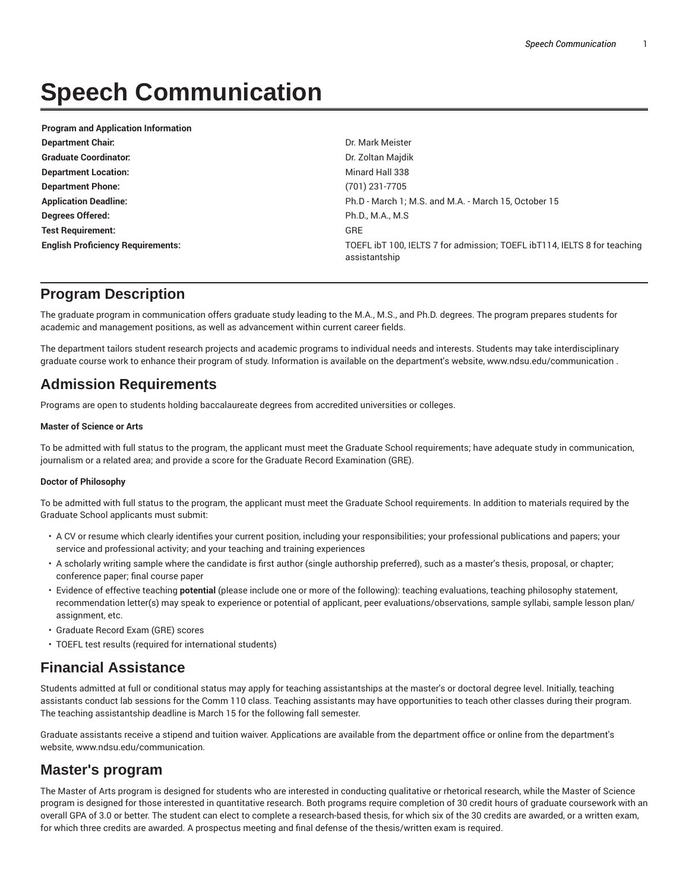# Speech Communication

| Program and Application Information | |
|---|---|
| **Department Chair:** | Dr. Mark Meister |
| **Graduate Coordinator:** | Dr. Zoltan Majdik |
| **Department Location:** | Minard Hall 338 |
| **Department Phone:** | (701) 231-7705 |
| **Application Deadline:** | Ph.D - March 1; M.S. and M.A. - March 15, October 15 |
| **Degrees Offered:** | Ph.D., M.A., M.S |
| **Test Requirement:** | GRE |
| **English Proficiency Requirements:** | TOEFL ibT 100, IELTS 7 for admission; TOEFL ibT114, IELTS 8 for teaching assistantship |

## Program Description

The graduate program in communication offers graduate study leading to the M.A., M.S., and Ph.D. degrees. The program prepares students for academic and management positions, as well as advancement within current career fields.

The department tailors student research projects and academic programs to individual needs and interests. Students may take interdisciplinary graduate course work to enhance their program of study. Information is available on the department's website, www.ndsu.edu/communication .

## Admission Requirements

Programs are open to students holding baccalaureate degrees from accredited universities or colleges.

#### Master of Science or Arts

To be admitted with full status to the program, the applicant must meet the Graduate School requirements; have adequate study in communication, journalism or a related area; and provide a score for the Graduate Record Examination (GRE).

#### Doctor of Philosophy

To be admitted with full status to the program, the applicant must meet the Graduate School requirements. In addition to materials required by the Graduate School applicants must submit:

- A CV or resume which clearly identifies your current position, including your responsibilities; your professional publications and papers; your service and professional activity; and your teaching and training experiences
- A scholarly writing sample where the candidate is first author (single authorship preferred), such as a master's thesis, proposal, or chapter; conference paper; final course paper
- Evidence of effective teaching **potential** (please include one or more of the following): teaching evaluations, teaching philosophy statement, recommendation letter(s) may speak to experience or potential of applicant, peer evaluations/observations, sample syllabi, sample lesson plan/assignment, etc.
- Graduate Record Exam (GRE) scores
- TOEFL test results (required for international students)

## Financial Assistance

Students admitted at full or conditional status may apply for teaching assistantships at the master's or doctoral degree level. Initially, teaching assistants conduct lab sessions for the Comm 110 class. Teaching assistants may have opportunities to teach other classes during their program. The teaching assistantship deadline is March 15 for the following fall semester.

Graduate assistants receive a stipend and tuition waiver. Applications are available from the department office or online from the department's website, www.ndsu.edu/communication.

## Master's program

The Master of Arts program is designed for students who are interested in conducting qualitative or rhetorical research, while the Master of Science program is designed for those interested in quantitative research. Both programs require completion of 30 credit hours of graduate coursework with an overall GPA of 3.0 or better. The student can elect to complete a research-based thesis, for which six of the 30 credits are awarded, or a written exam, for which three credits are awarded. A prospectus meeting and final defense of the thesis/written exam is required.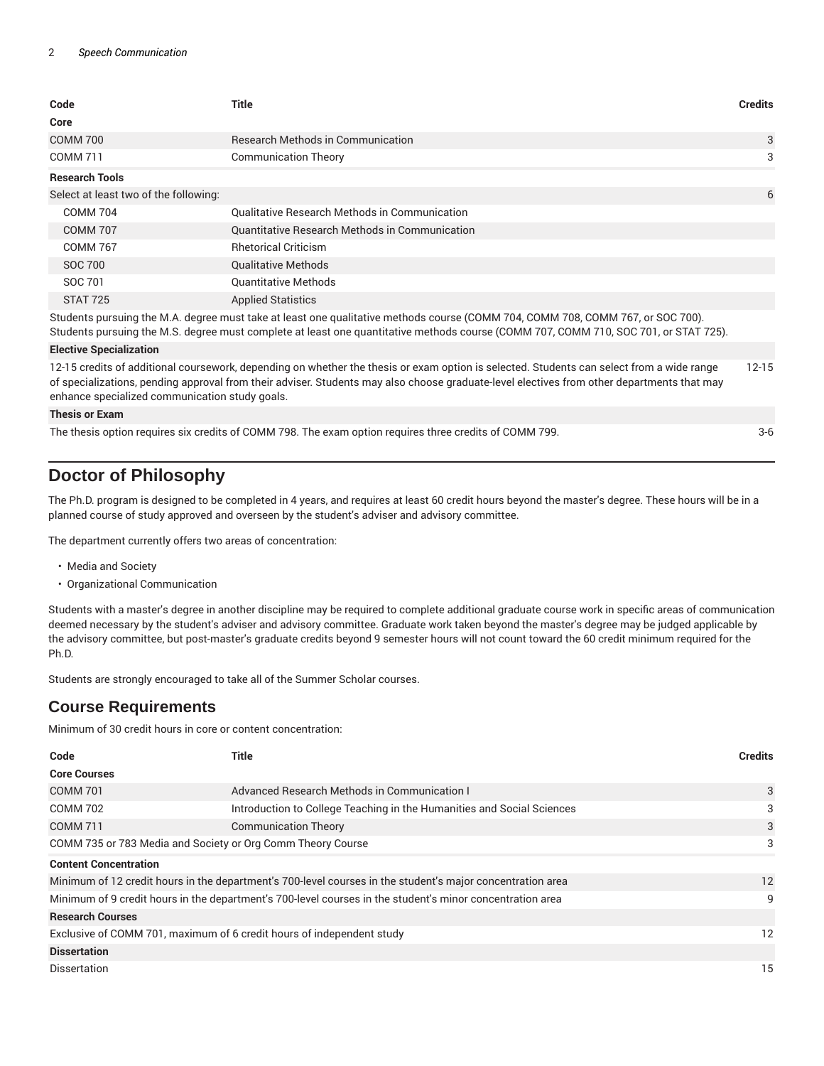| Code | Title | Credits |
| --- | --- | --- |
| **Core** | | |
| COMM 700 | Research Methods in Communication | 3 |
| COMM 711 | Communication Theory | 3 |
| **Research Tools** | | |
| Select at least two of the following: | | 6 |
| COMM 704 | Qualitative Research Methods in Communication | |
| COMM 707 | Quantitative Research Methods in Communication | |
| COMM 767 | Rhetorical Criticism | |
| SOC 700 | Qualitative Methods | |
| SOC 701 | Quantitative Methods | |
| STAT 725 | Applied Statistics | |
| Students pursuing the M.A. degree must take at least one qualitative methods course (COMM 704, COMM 708, COMM 767, or SOC 700). Students pursuing the M.S. degree must complete at least one quantitative methods course (COMM 707, COMM 710, SOC 701, or STAT 725). | | |
| **Elective Specialization** | | |
| 12-15 credits of additional coursework, depending on whether the thesis or exam option is selected. Students can select from a wide range of specializations, pending approval from their adviser. Students may also choose graduate-level electives from other departments that may enhance specialized communication study goals. | | 12-15 |
| **Thesis or Exam** | | |
| The thesis option requires six credits of COMM 798. The exam option requires three credits of COMM 799. | | 3-6 |

## Doctor of Philosophy

The Ph.D. program is designed to be completed in 4 years, and requires at least 60 credit hours beyond the master's degree. These hours will be in a planned course of study approved and overseen by the student's adviser and advisory committee.

The department currently offers two areas of concentration:

- Media and Society
- Organizational Communication

Students with a master's degree in another discipline may be required to complete additional graduate course work in specific areas of communication deemed necessary by the student's adviser and advisory committee. Graduate work taken beyond the master's degree may be judged applicable by the advisory committee, but post-master's graduate credits beyond 9 semester hours will not count toward the 60 credit minimum required for the Ph.D.

Students are strongly encouraged to take all of the Summer Scholar courses.

## Course Requirements

Minimum of 30 credit hours in core or content concentration:

| Code | Title | Credits |
| --- | --- | --- |
| **Core Courses** | | |
| COMM 701 | Advanced Research Methods in Communication I | 3 |
| COMM 702 | Introduction to College Teaching in the Humanities and Social Sciences | 3 |
| COMM 711 | Communication Theory | 3 |
| COMM 735 or 783 Media and Society or Org Comm Theory Course | | 3 |
| **Content Concentration** | | |
| Minimum of 12 credit hours in the department's 700-level courses in the student's major concentration area | | 12 |
| Minimum of 9 credit hours in the department's 700-level courses in the student's minor concentration area | | 9 |
| **Research Courses** | | |
| Exclusive of COMM 701, maximum of 6 credit hours of independent study | | 12 |
| **Dissertation** | | |
| Dissertation | | 15 |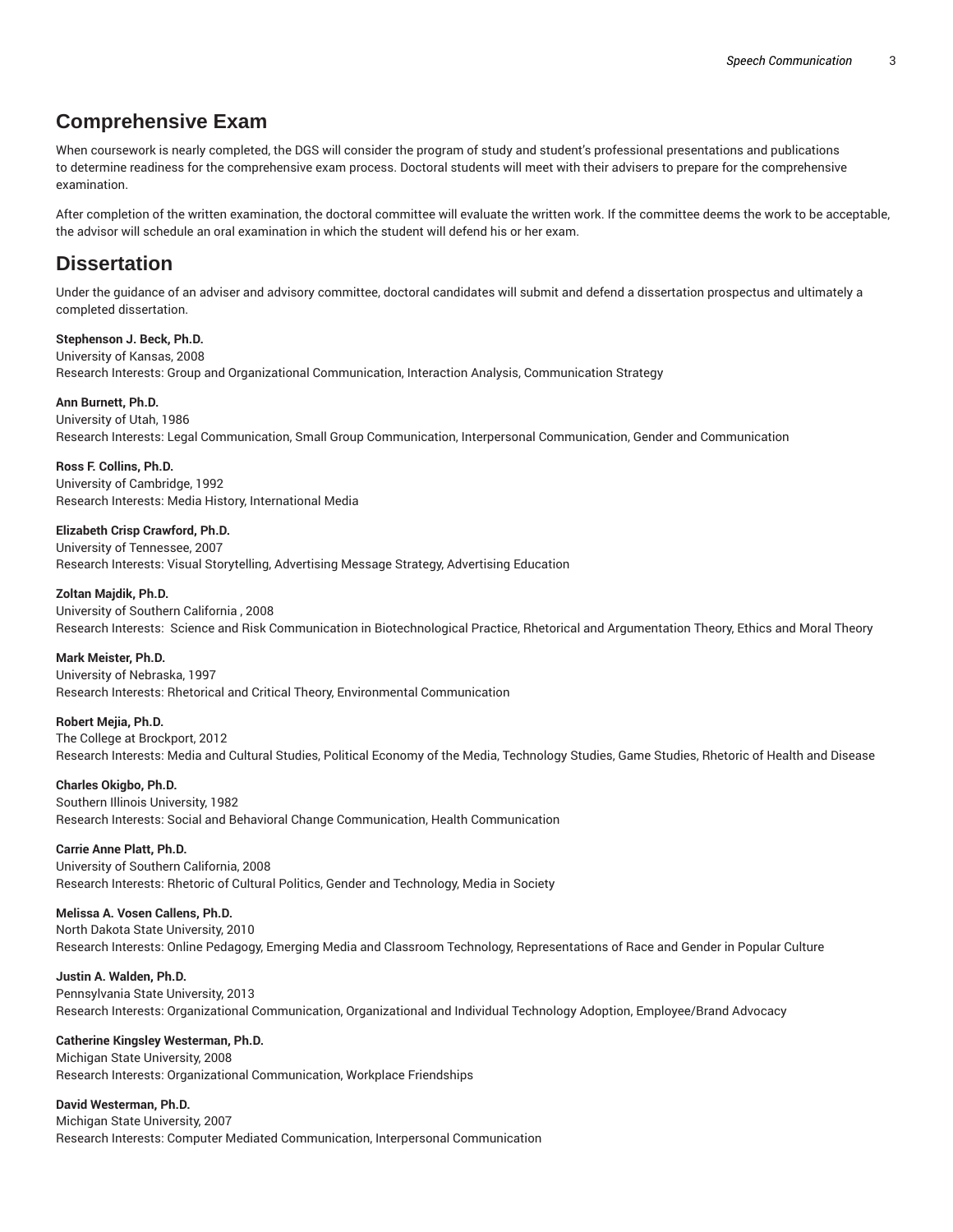## Comprehensive Exam

When coursework is nearly completed, the DGS will consider the program of study and student's professional presentations and publications to determine readiness for the comprehensive exam process. Doctoral students will meet with their advisers to prepare for the comprehensive examination.

After completion of the written examination, the doctoral committee will evaluate the written work. If the committee deems the work to be acceptable, the advisor will schedule an oral examination in which the student will defend his or her exam.

## Dissertation

Under the guidance of an adviser and advisory committee, doctoral candidates will submit and defend a dissertation prospectus and ultimately a completed dissertation.

**Stephenson J. Beck, Ph.D.**
University of Kansas, 2008
Research Interests: Group and Organizational Communication, Interaction Analysis, Communication Strategy

**Ann Burnett, Ph.D.**
University of Utah, 1986
Research Interests: Legal Communication, Small Group Communication, Interpersonal Communication, Gender and Communication

**Ross F. Collins, Ph.D.**
University of Cambridge, 1992
Research Interests: Media History, International Media

**Elizabeth Crisp Crawford, Ph.D.**
University of Tennessee, 2007
Research Interests: Visual Storytelling, Advertising Message Strategy, Advertising Education

**Zoltan Majdik, Ph.D.**
University of Southern California , 2008
Research Interests: Science and Risk Communication in Biotechnological Practice, Rhetorical and Argumentation Theory, Ethics and Moral Theory

**Mark Meister, Ph.D.**
University of Nebraska, 1997
Research Interests: Rhetorical and Critical Theory, Environmental Communication

**Robert Mejia, Ph.D.**
The College at Brockport, 2012
Research Interests: Media and Cultural Studies, Political Economy of the Media, Technology Studies, Game Studies, Rhetoric of Health and Disease

**Charles Okigbo, Ph.D.**
Southern Illinois University, 1982
Research Interests: Social and Behavioral Change Communication, Health Communication

**Carrie Anne Platt, Ph.D.**
University of Southern California, 2008
Research Interests: Rhetoric of Cultural Politics, Gender and Technology, Media in Society

**Melissa A. Vosen Callens, Ph.D.**
North Dakota State University, 2010
Research Interests: Online Pedagogy, Emerging Media and Classroom Technology, Representations of Race and Gender in Popular Culture

**Justin A. Walden, Ph.D.**
Pennsylvania State University, 2013
Research Interests: Organizational Communication, Organizational and Individual Technology Adoption, Employee/Brand Advocacy

**Catherine Kingsley Westerman, Ph.D.**
Michigan State University, 2008
Research Interests: Organizational Communication, Workplace Friendships

**David Westerman, Ph.D.**
Michigan State University, 2007
Research Interests: Computer Mediated Communication, Interpersonal Communication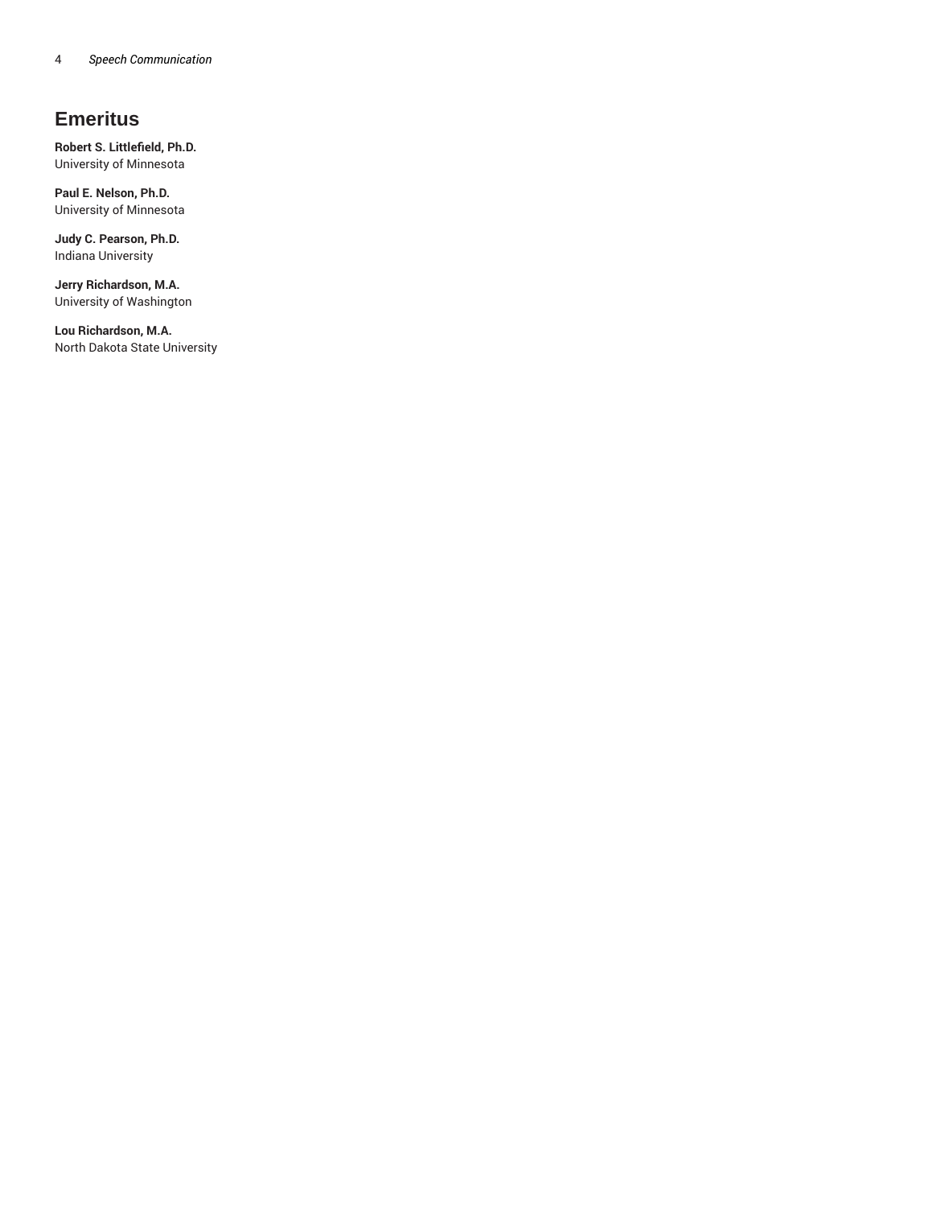## Emeritus

**Robert S. Littlefield, Ph.D.**
University of Minnesota

**Paul E. Nelson, Ph.D.**
University of Minnesota

**Judy C. Pearson, Ph.D.**
Indiana University

**Jerry Richardson, M.A.**
University of Washington

**Lou Richardson, M.A.**
North Dakota State University